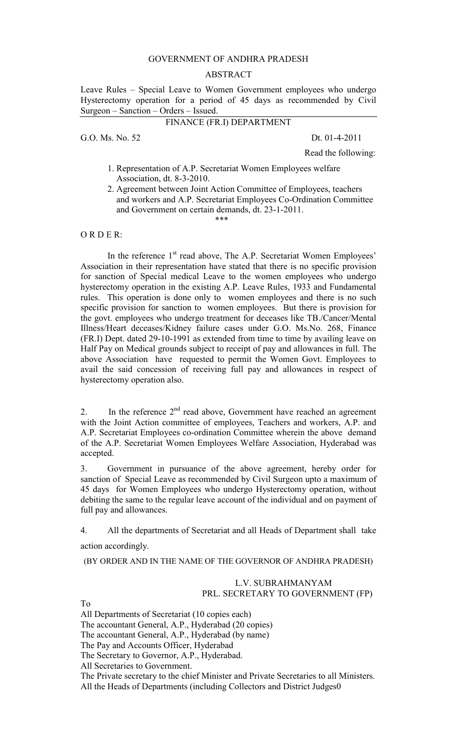# GOVERNMENT OF ANDHRA PRADESH

## ABSTRACT

Leave Rules – Special Leave to Women Government employees who undergo Hysterectomy operation for a period of 45 days as recommended by Civil Surgeon – Sanction – Orders – Issued.

### FINANCE (FR.I) DEPARTMENT

G.O. Ms. No. 52 Dt. 01-4-2011

Read the following:

1. Representation of A.P. Secretariat Women Employees welfare Association, dt. 8-3-2010.
2. Agreement between Joint Action Committee of Employees, teachers and workers and A.P. Secretariat Employees Co-Ordination Committee and Government on certain demands, dt. 23-1-2011.

\*\*\*

O R D E R:

In the reference 1st read above, The A.P. Secretariat Women Employees' Association in their representation have stated that there is no specific provision for sanction of Special medical Leave to the women employees who undergo hysterectomy operation in the existing A.P. Leave Rules, 1933 and Fundamental rules. This operation is done only to women employees and there is no such specific provision for sanction to women employees. But there is provision for the govt. employees who undergo treatment for deceases like TB./Cancer/Mental Illness/Heart deceases/Kidney failure cases under G.O. Ms.No. 268, Finance (FR.I) Dept. dated 29-10-1991 as extended from time to time by availing leave on Half Pay on Medical grounds subject to receipt of pay and allowances in full. The above Association have requested to permit the Women Govt. Employees to avail the said concession of receiving full pay and allowances in respect of hysterectomy operation also.

2. In the reference 2nd read above, Government have reached an agreement with the Joint Action committee of employees, Teachers and workers, A.P. and A.P. Secretariat Employees co-ordination Committee wherein the above demand of the A.P. Secretariat Women Employees Welfare Association, Hyderabad was accepted.

3. Government in pursuance of the above agreement, hereby order for sanction of Special Leave as recommended by Civil Surgeon upto a maximum of 45 days for Women Employees who undergo Hysterectomy operation, without debiting the same to the regular leave account of the individual and on payment of full pay and allowances.

4. All the departments of Secretariat and all Heads of Department shall take action accordingly.

(BY ORDER AND IN THE NAME OF THE GOVERNOR OF ANDHRA PRADESH)

L.V. SUBRAHMANYAM
PRL. SECRETARY TO GOVERNMENT (FP)

To
All Departments of Secretariat (10 copies each)
The accountant General, A.P., Hyderabad (20 copies)
The accountant General, A.P., Hyderabad (by name)
The Pay and Accounts Officer, Hyderabad
The Secretary to Governor, A.P., Hyderabad.
All Secretaries to Government.
The Private secretary to the chief Minister and Private Secretaries to all Ministers.
All the Heads of Departments (including Collectors and District Judges0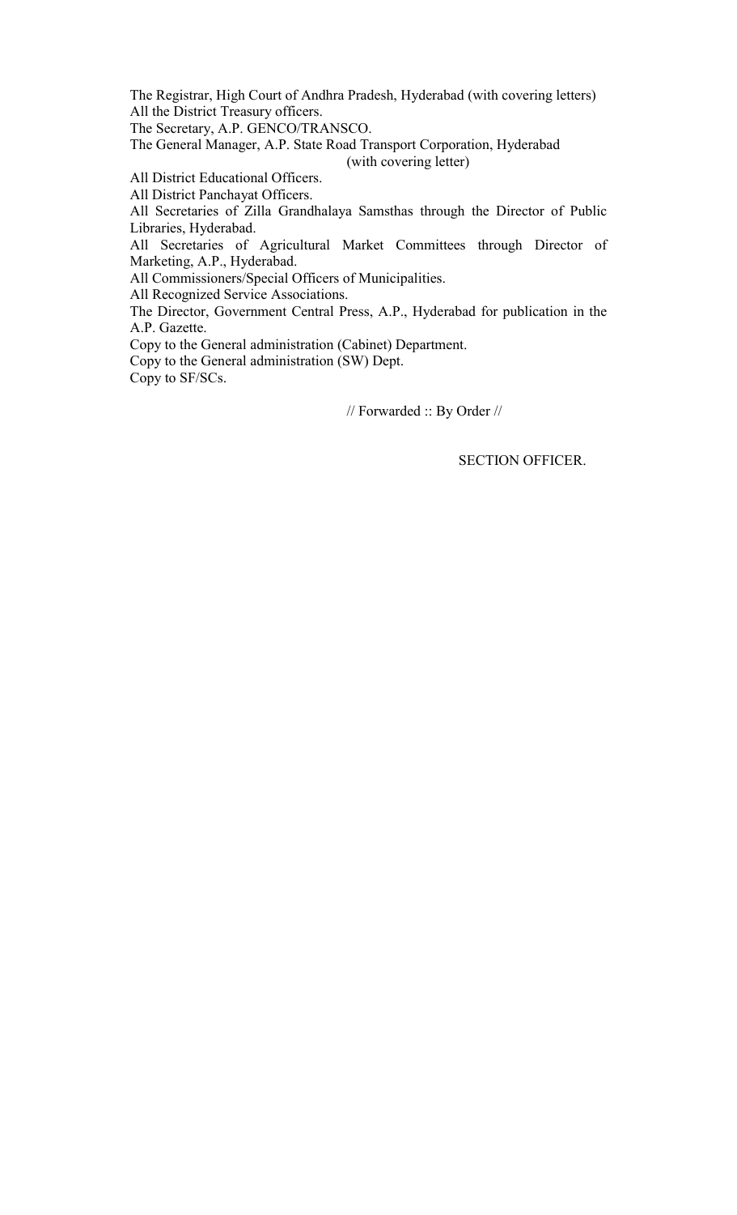The Registrar, High Court of Andhra Pradesh, Hyderabad (with covering letters)
All the District Treasury officers.
The Secretary, A.P. GENCO/TRANSCO.
The General Manager, A.P. State Road Transport Corporation, Hyderabad
(with covering letter)
All District Educational Officers.
All District Panchayat Officers.
All Secretaries of Zilla Grandhalaya Samsthas through the Director of Public Libraries, Hyderabad.
All Secretaries of Agricultural Market Committees through Director of Marketing, A.P., Hyderabad.
All Commissioners/Special Officers of Municipalities.
All Recognized Service Associations.
The Director, Government Central Press, A.P., Hyderabad for publication in the A.P. Gazette.
Copy to the General administration (Cabinet) Department.
Copy to the General administration (SW) Dept.
Copy to SF/SCs.

// Forwarded :: By Order //

SECTION OFFICER.